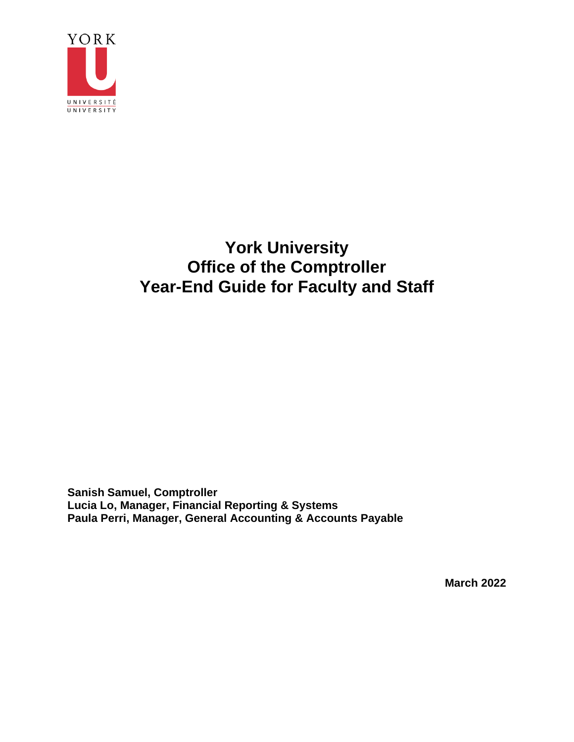# York University
# Office of the Comptroller
# Year-End Guide for Faculty and Staff

**Sanish Samuel, Comptroller**
**Lucia Lo, Manager, Financial Reporting & Systems**
**Paula Perri, Manager, General Accounting & Accounts Payable**

**March 2022**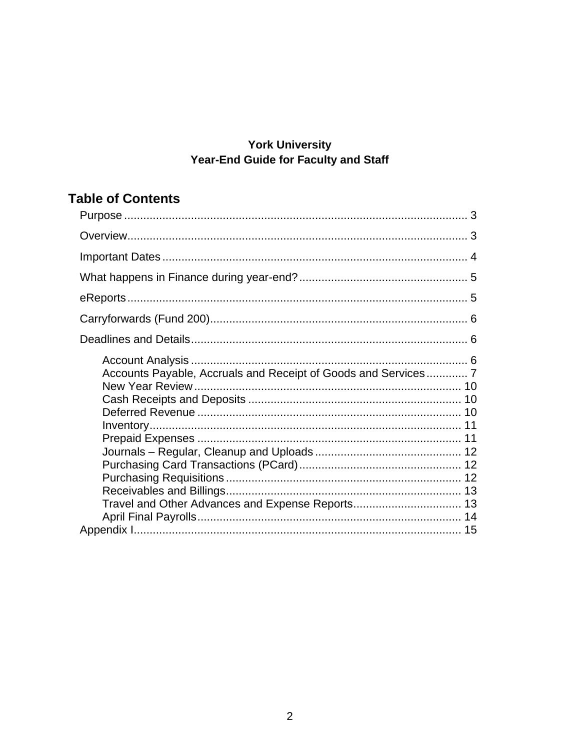**York University**
**Year-End Guide for Faculty and Staff**

## Table of Contents

- Purpose ........ 3
- Overview ........ 3
- Important Dates ........ 4
- What happens in Finance during year-end? ........ 5
- eReports ........ 5
- Carryforwards (Fund 200) ........ 6
- Deadlines and Details ........ 6
  - Account Analysis ........ 6
  - Accounts Payable, Accruals and Receipt of Goods and Services ........ 7
  - New Year Review ........ 10
  - Cash Receipts and Deposits ........ 10
  - Deferred Revenue ........ 10
  - Inventory ........ 11
  - Prepaid Expenses ........ 11
  - Journals – Regular, Cleanup and Uploads ........ 12
  - Purchasing Card Transactions (PCard) ........ 12
  - Purchasing Requisitions ........ 12
  - Receivables and Billings ........ 13
  - Travel and Other Advances and Expense Reports ........ 13
  - April Final Payrolls ........ 14
- Appendix I ........ 15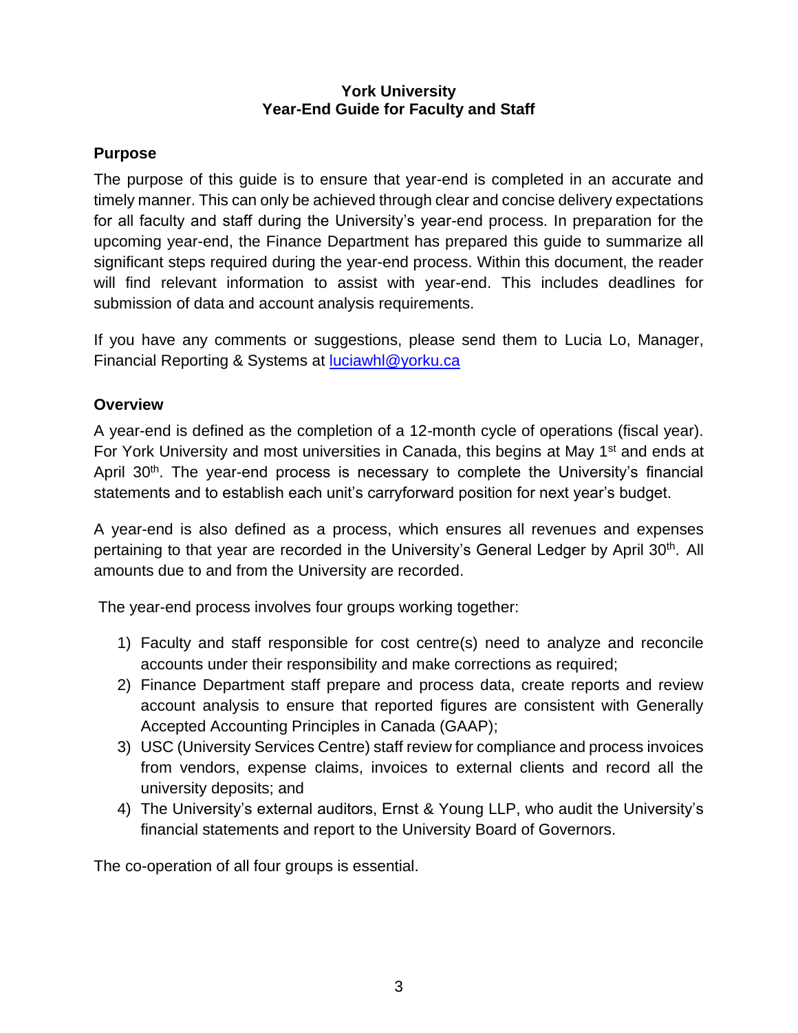**York University**
**Year-End Guide for Faculty and Staff**

## Purpose

The purpose of this guide is to ensure that year-end is completed in an accurate and timely manner. This can only be achieved through clear and concise delivery expectations for all faculty and staff during the University's year-end process. In preparation for the upcoming year-end, the Finance Department has prepared this guide to summarize all significant steps required during the year-end process. Within this document, the reader will find relevant information to assist with year-end. This includes deadlines for submission of data and account analysis requirements.

If you have any comments or suggestions, please send them to Lucia Lo, Manager, Financial Reporting & Systems at luciawhl@yorku.ca

## Overview

A year-end is defined as the completion of a 12-month cycle of operations (fiscal year). For York University and most universities in Canada, this begins at May 1st and ends at April 30th. The year-end process is necessary to complete the University's financial statements and to establish each unit's carryforward position for next year's budget.

A year-end is also defined as a process, which ensures all revenues and expenses pertaining to that year are recorded in the University's General Ledger by April 30th. All amounts due to and from the University are recorded.

The year-end process involves four groups working together:

1) Faculty and staff responsible for cost centre(s) need to analyze and reconcile accounts under their responsibility and make corrections as required;
2) Finance Department staff prepare and process data, create reports and review account analysis to ensure that reported figures are consistent with Generally Accepted Accounting Principles in Canada (GAAP);
3) USC (University Services Centre) staff review for compliance and process invoices from vendors, expense claims, invoices to external clients and record all the university deposits; and
4) The University's external auditors, Ernst & Young LLP, who audit the University's financial statements and report to the University Board of Governors.

The co-operation of all four groups is essential.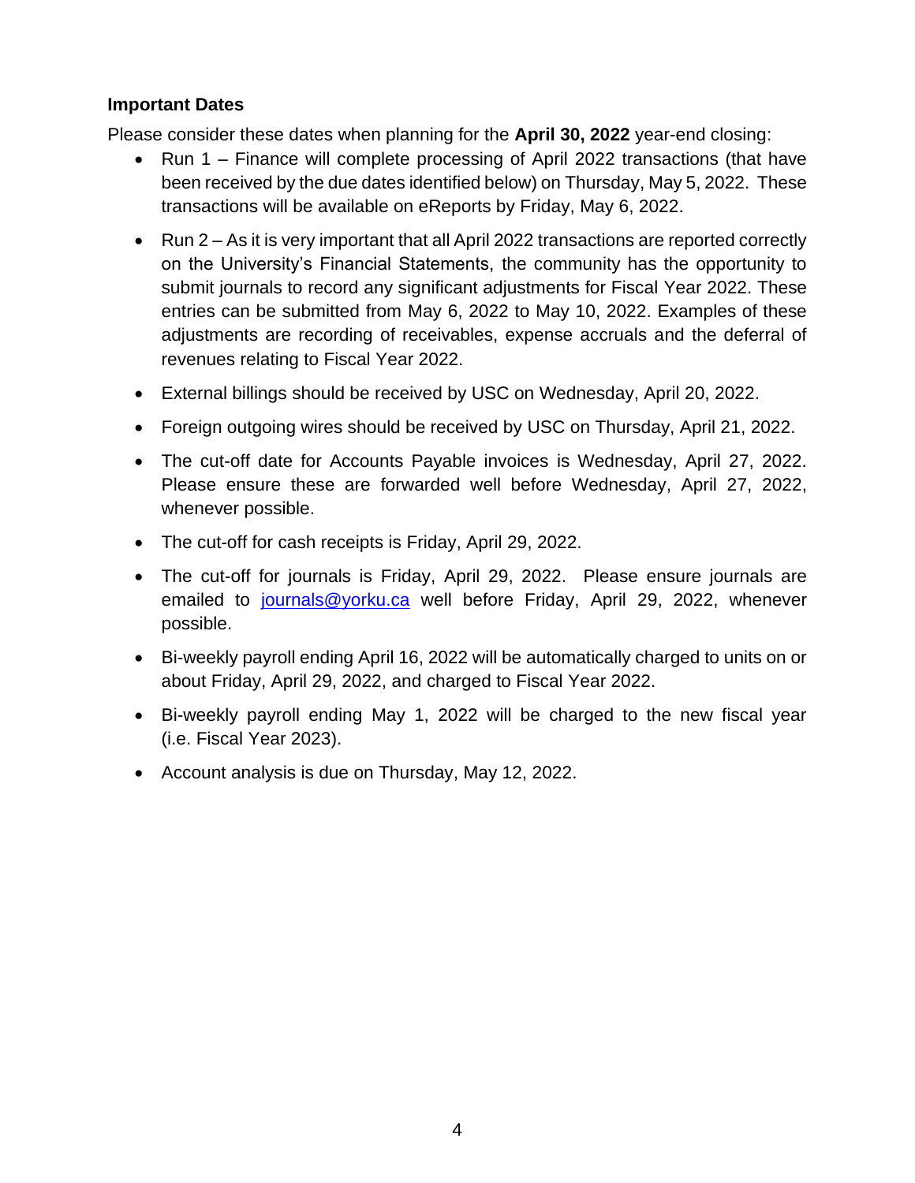**Important Dates**

Please consider these dates when planning for the **April 30, 2022** year-end closing:

- Run 1 – Finance will complete processing of April 2022 transactions (that have been received by the due dates identified below) on Thursday, May 5, 2022. These transactions will be available on eReports by Friday, May 6, 2022.
- Run 2 – As it is very important that all April 2022 transactions are reported correctly on the University's Financial Statements, the community has the opportunity to submit journals to record any significant adjustments for Fiscal Year 2022. These entries can be submitted from May 6, 2022 to May 10, 2022. Examples of these adjustments are recording of receivables, expense accruals and the deferral of revenues relating to Fiscal Year 2022.
- External billings should be received by USC on Wednesday, April 20, 2022.
- Foreign outgoing wires should be received by USC on Thursday, April 21, 2022.
- The cut-off date for Accounts Payable invoices is Wednesday, April 27, 2022. Please ensure these are forwarded well before Wednesday, April 27, 2022, whenever possible.
- The cut-off for cash receipts is Friday, April 29, 2022.
- The cut-off for journals is Friday, April 29, 2022. Please ensure journals are emailed to journals@yorku.ca well before Friday, April 29, 2022, whenever possible.
- Bi-weekly payroll ending April 16, 2022 will be automatically charged to units on or about Friday, April 29, 2022, and charged to Fiscal Year 2022.
- Bi-weekly payroll ending May 1, 2022 will be charged to the new fiscal year (i.e. Fiscal Year 2023).
- Account analysis is due on Thursday, May 12, 2022.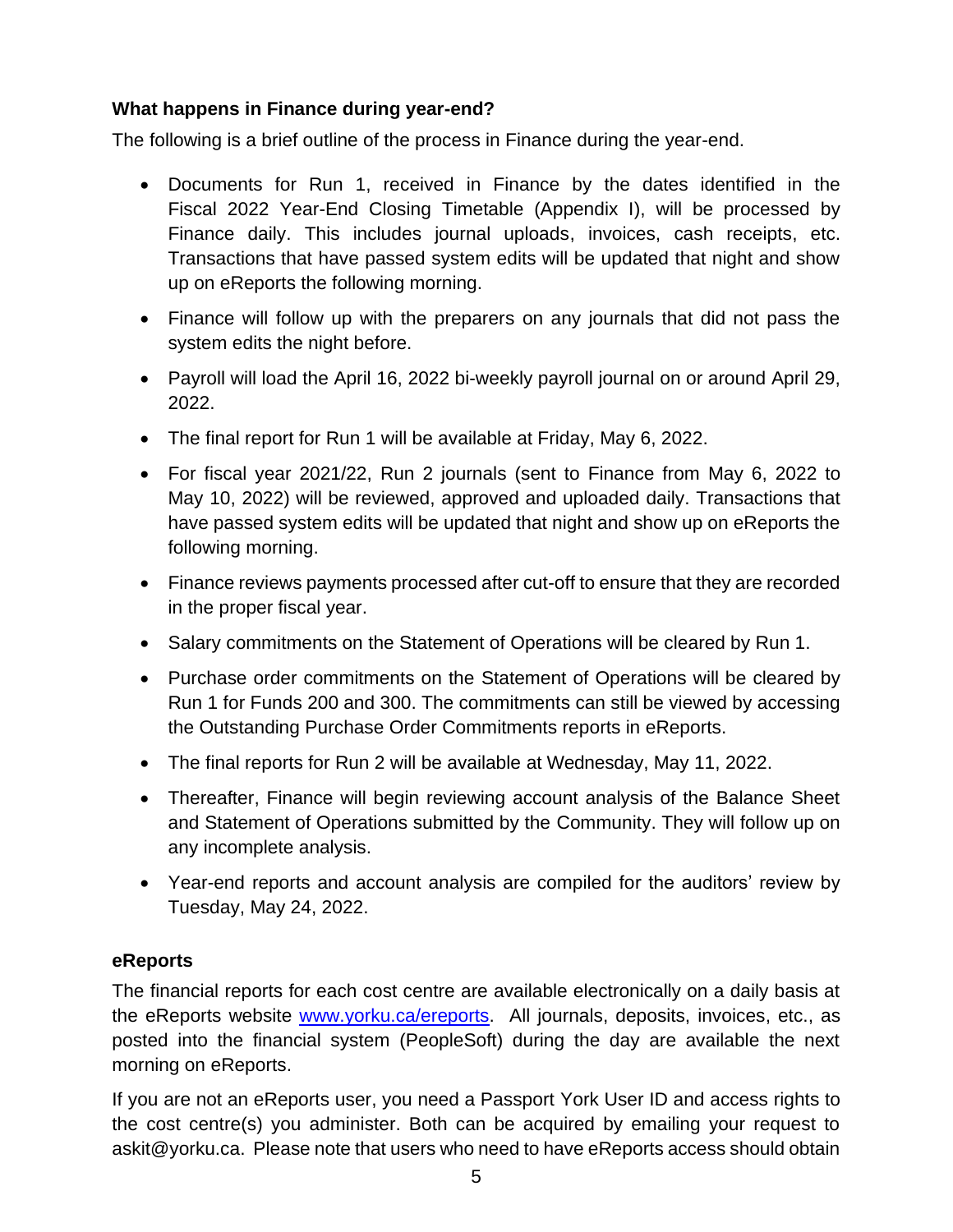**What happens in Finance during year-end?**

The following is a brief outline of the process in Finance during the year-end.

- Documents for Run 1, received in Finance by the dates identified in the Fiscal 2022 Year-End Closing Timetable (Appendix I), will be processed by Finance daily. This includes journal uploads, invoices, cash receipts, etc. Transactions that have passed system edits will be updated that night and show up on eReports the following morning.
- Finance will follow up with the preparers on any journals that did not pass the system edits the night before.
- Payroll will load the April 16, 2022 bi-weekly payroll journal on or around April 29, 2022.
- The final report for Run 1 will be available at Friday, May 6, 2022.
- For fiscal year 2021/22, Run 2 journals (sent to Finance from May 6, 2022 to May 10, 2022) will be reviewed, approved and uploaded daily. Transactions that have passed system edits will be updated that night and show up on eReports the following morning.
- Finance reviews payments processed after cut-off to ensure that they are recorded in the proper fiscal year.
- Salary commitments on the Statement of Operations will be cleared by Run 1.
- Purchase order commitments on the Statement of Operations will be cleared by Run 1 for Funds 200 and 300. The commitments can still be viewed by accessing the Outstanding Purchase Order Commitments reports in eReports.
- The final reports for Run 2 will be available at Wednesday, May 11, 2022.
- Thereafter, Finance will begin reviewing account analysis of the Balance Sheet and Statement of Operations submitted by the Community. They will follow up on any incomplete analysis.
- Year-end reports and account analysis are compiled for the auditors' review by Tuesday, May 24, 2022.

**eReports**

The financial reports for each cost centre are available electronically on a daily basis at the eReports website [www.yorku.ca/ereports](www.yorku.ca/ereports). All journals, deposits, invoices, etc., as posted into the financial system (PeopleSoft) during the day are available the next morning on eReports.

If you are not an eReports user, you need a Passport York User ID and access rights to the cost centre(s) you administer. Both can be acquired by emailing your request to askit@yorku.ca. Please note that users who need to have eReports access should obtain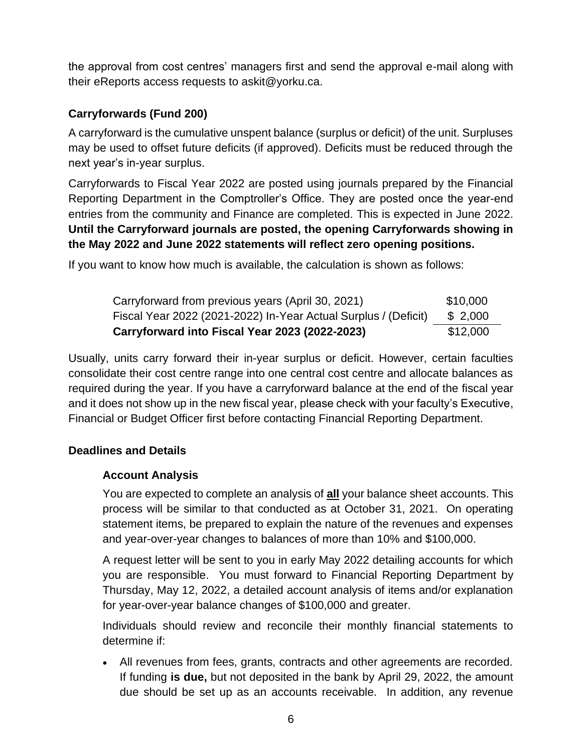the approval from cost centres' managers first and send the approval e-mail along with their eReports access requests to askit@yorku.ca.

### Carryforwards (Fund 200)

A carryforward is the cumulative unspent balance (surplus or deficit) of the unit. Surpluses may be used to offset future deficits (if approved). Deficits must be reduced through the next year's in-year surplus.

Carryforwards to Fiscal Year 2022 are posted using journals prepared by the Financial Reporting Department in the Comptroller's Office. They are posted once the year-end entries from the community and Finance are completed. This is expected in June 2022. **Until the Carryforward journals are posted, the opening Carryforwards showing in the May 2022 and June 2022 statements will reflect zero opening positions.**

If you want to know how much is available, the calculation is shown as follows:

| | |
|---|---|
| Carryforward from previous years (April 30, 2021) | $10,000 |
| Fiscal Year 2022 (2021-2022) In-Year Actual Surplus / (Deficit) | $ 2,000 |
| **Carryforward into Fiscal Year 2023 (2022-2023)** | $12,000 |

Usually, units carry forward their in-year surplus or deficit. However, certain faculties consolidate their cost centre range into one central cost centre and allocate balances as required during the year. If you have a carryforward balance at the end of the fiscal year and it does not show up in the new fiscal year, please check with your faculty's Executive, Financial or Budget Officer first before contacting Financial Reporting Department.

### Deadlines and Details

#### Account Analysis

You are expected to complete an analysis of **<u>all</u>** your balance sheet accounts. This process will be similar to that conducted as at October 31, 2021. On operating statement items, be prepared to explain the nature of the revenues and expenses and year-over-year changes to balances of more than 10% and $100,000.

A request letter will be sent to you in early May 2022 detailing accounts for which you are responsible. You must forward to Financial Reporting Department by Thursday, May 12, 2022, a detailed account analysis of items and/or explanation for year-over-year balance changes of $100,000 and greater.

Individuals should review and reconcile their monthly financial statements to determine if:

- All revenues from fees, grants, contracts and other agreements are recorded. If funding **is due,** but not deposited in the bank by April 29, 2022, the amount due should be set up as an accounts receivable. In addition, any revenue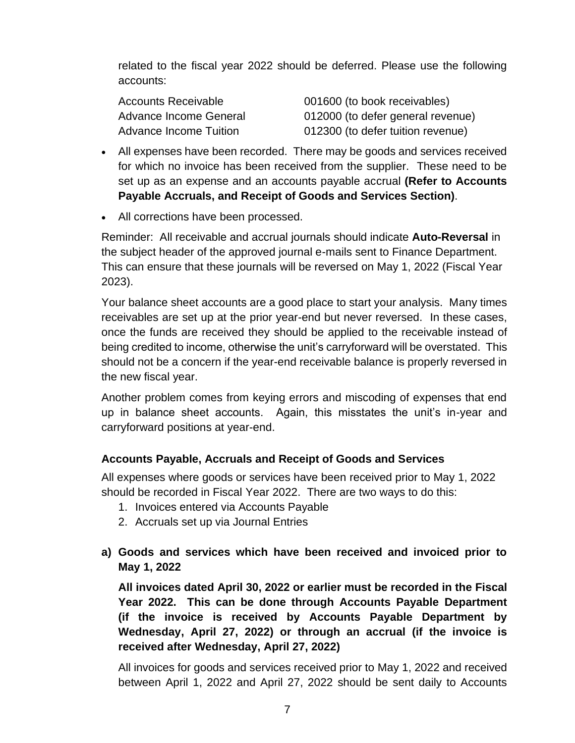related to the fiscal year 2022 should be deferred. Please use the following accounts:

| | |
|---|---|
| Accounts Receivable | 001600 (to book receivables) |
| Advance Income General | 012000 (to defer general revenue) |
| Advance Income Tuition | 012300 (to defer tuition revenue) |

- All expenses have been recorded. There may be goods and services received for which no invoice has been received from the supplier. These need to be set up as an expense and an accounts payable accrual **(Refer to Accounts Payable Accruals, and Receipt of Goods and Services Section)**.
- All corrections have been processed.

Reminder: All receivable and accrual journals should indicate **Auto-Reversal** in the subject header of the approved journal e-mails sent to Finance Department. This can ensure that these journals will be reversed on May 1, 2022 (Fiscal Year 2023).

Your balance sheet accounts are a good place to start your analysis. Many times receivables are set up at the prior year-end but never reversed. In these cases, once the funds are received they should be applied to the receivable instead of being credited to income, otherwise the unit's carryforward will be overstated. This should not be a concern if the year-end receivable balance is properly reversed in the new fiscal year.

Another problem comes from keying errors and miscoding of expenses that end up in balance sheet accounts. Again, this misstates the unit's in-year and carryforward positions at year-end.

### Accounts Payable, Accruals and Receipt of Goods and Services

All expenses where goods or services have been received prior to May 1, 2022 should be recorded in Fiscal Year 2022. There are two ways to do this:

1. Invoices entered via Accounts Payable
2. Accruals set up via Journal Entries

**a) Goods and services which have been received and invoiced prior to May 1, 2022**

**All invoices dated April 30, 2022 or earlier must be recorded in the Fiscal Year 2022. This can be done through Accounts Payable Department (if the invoice is received by Accounts Payable Department by Wednesday, April 27, 2022) or through an accrual (if the invoice is received after Wednesday, April 27, 2022)**

All invoices for goods and services received prior to May 1, 2022 and received between April 1, 2022 and April 27, 2022 should be sent daily to Accounts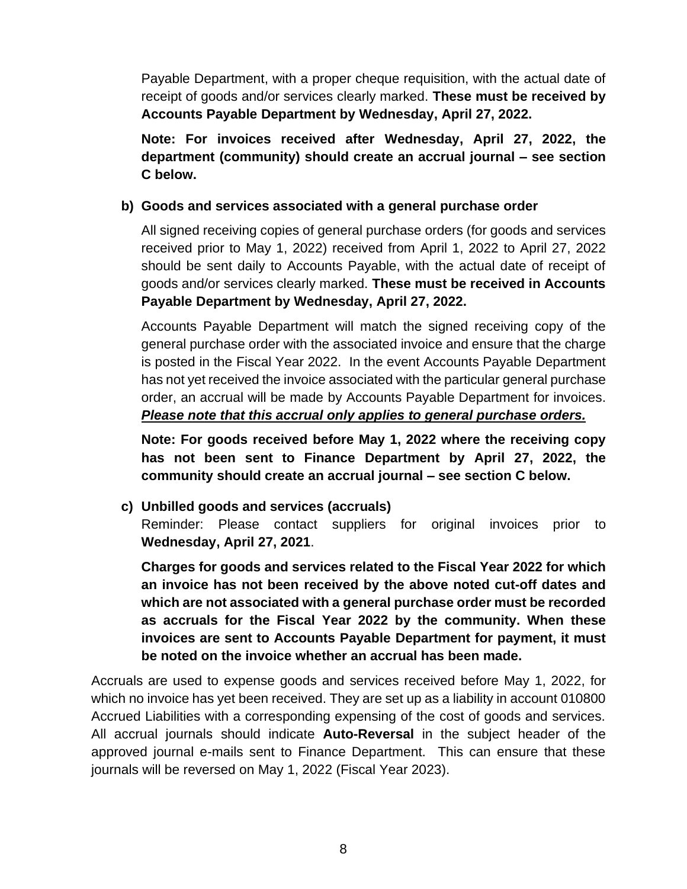Payable Department, with a proper cheque requisition, with the actual date of receipt of goods and/or services clearly marked. **These must be received by Accounts Payable Department by Wednesday, April 27, 2022.**

**Note: For invoices received after Wednesday, April 27, 2022, the department (community) should create an accrual journal – see section C below.**

**b) Goods and services associated with a general purchase order**

All signed receiving copies of general purchase orders (for goods and services received prior to May 1, 2022) received from April 1, 2022 to April 27, 2022 should be sent daily to Accounts Payable, with the actual date of receipt of goods and/or services clearly marked. **These must be received in Accounts Payable Department by Wednesday, April 27, 2022.**

Accounts Payable Department will match the signed receiving copy of the general purchase order with the associated invoice and ensure that the charge is posted in the Fiscal Year 2022. In the event Accounts Payable Department has not yet received the invoice associated with the particular general purchase order, an accrual will be made by Accounts Payable Department for invoices. ***<u>Please note that this accrual only applies to general purchase orders.</u>***

**Note: For goods received before May 1, 2022 where the receiving copy has not been sent to Finance Department by April 27, 2022, the community should create an accrual journal – see section C below.**

**c) Unbilled goods and services (accruals)**

Reminder: Please contact suppliers for original invoices prior to **Wednesday, April 27, 2021**.

**Charges for goods and services related to the Fiscal Year 2022 for which an invoice has not been received by the above noted cut-off dates and which are not associated with a general purchase order must be recorded as accruals for the Fiscal Year 2022 by the community. When these invoices are sent to Accounts Payable Department for payment, it must be noted on the invoice whether an accrual has been made.**

Accruals are used to expense goods and services received before May 1, 2022, for which no invoice has yet been received. They are set up as a liability in account 010800 Accrued Liabilities with a corresponding expensing of the cost of goods and services. All accrual journals should indicate **Auto-Reversal** in the subject header of the approved journal e-mails sent to Finance Department. This can ensure that these journals will be reversed on May 1, 2022 (Fiscal Year 2023).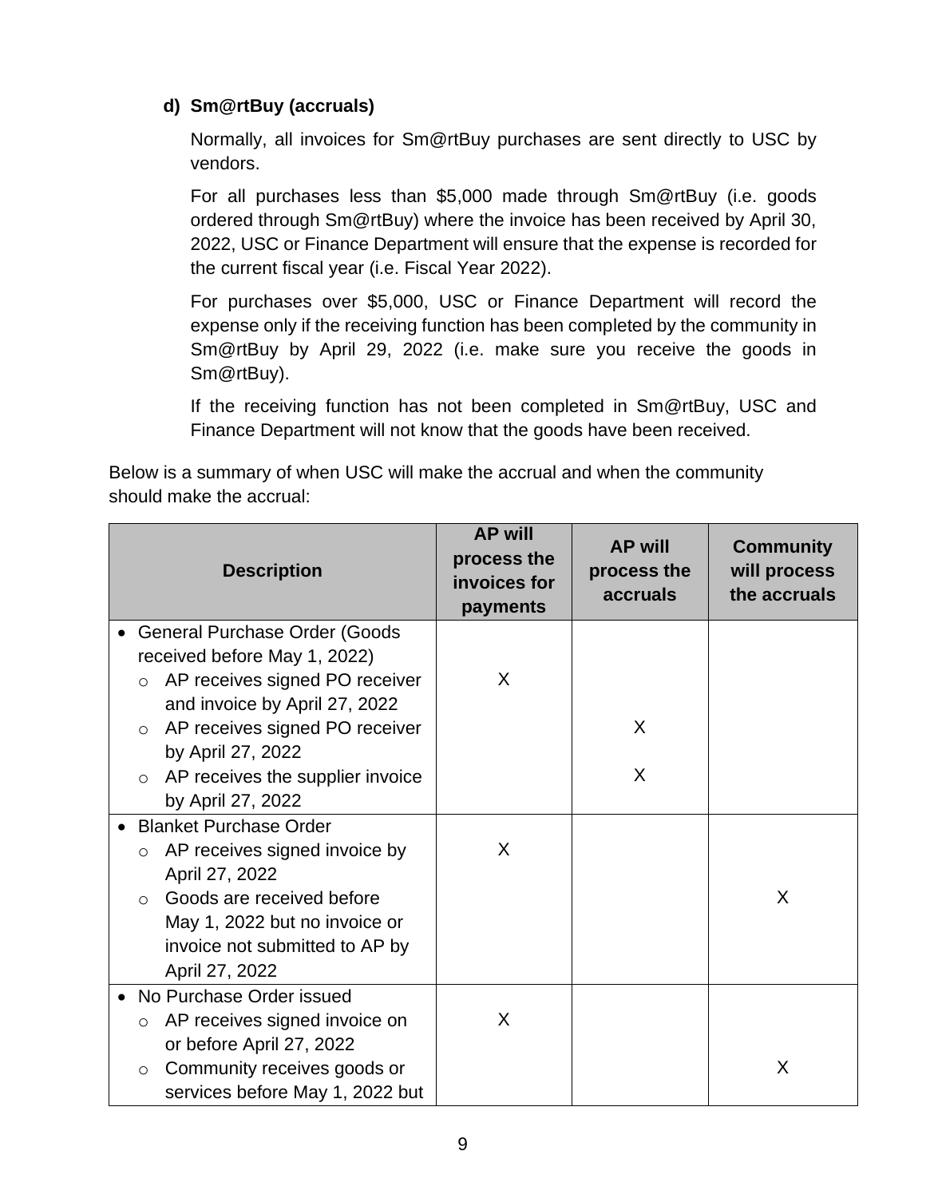#### d) Sm@rtBuy (accruals)

Normally, all invoices for Sm@rtBuy purchases are sent directly to USC by vendors.

For all purchases less than $5,000 made through Sm@rtBuy (i.e. goods ordered through Sm@rtBuy) where the invoice has been received by April 30, 2022, USC or Finance Department will ensure that the expense is recorded for the current fiscal year (i.e. Fiscal Year 2022).

For purchases over $5,000, USC or Finance Department will record the expense only if the receiving function has been completed by the community in Sm@rtBuy by April 29, 2022 (i.e. make sure you receive the goods in Sm@rtBuy).

If the receiving function has not been completed in Sm@rtBuy, USC and Finance Department will not know that the goods have been received.

Below is a summary of when USC will make the accrual and when the community should make the accrual:

| Description | AP will process the invoices for payments | AP will process the accruals | Community will process the accruals |
|---|---|---|---|
| • General Purchase Order (Goods received before May 1, 2022) | | | |
| ○ AP receives signed PO receiver and invoice by April 27, 2022 | X | | |
| ○ AP receives signed PO receiver by April 27, 2022 | | X | |
| ○ AP receives the supplier invoice by April 27, 2022 | | X | |
| • Blanket Purchase Order | | | |
| ○ AP receives signed invoice by April 27, 2022 | X | | |
| ○ Goods are received before May 1, 2022 but no invoice or invoice not submitted to AP by April 27, 2022 | | | X |
| • No Purchase Order issued | | | |
| ○ AP receives signed invoice on or before April 27, 2022 | X | | |
| ○ Community receives goods or services before May 1, 2022 but | | | X |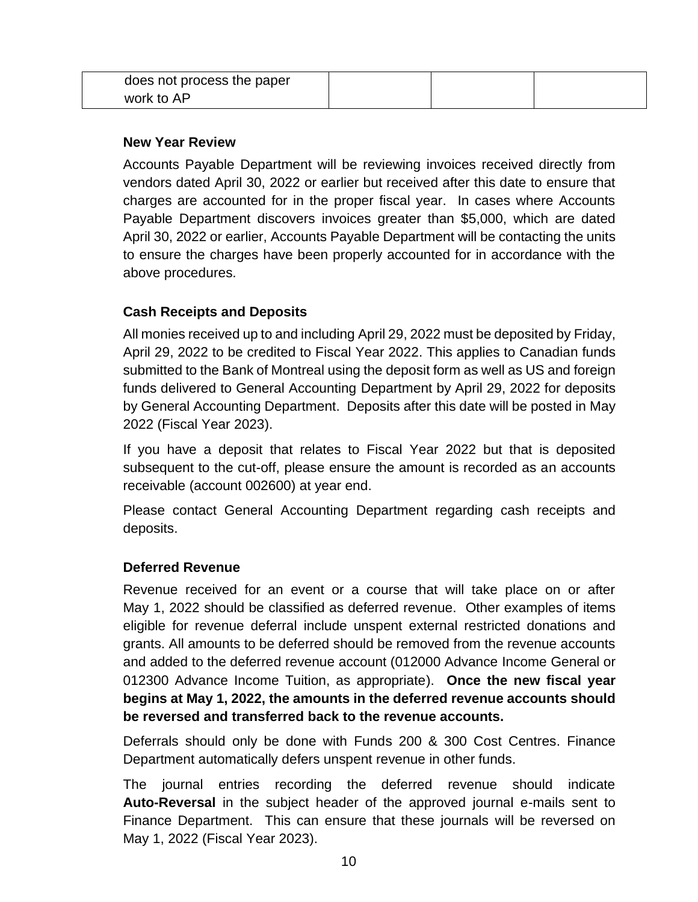| | | | |
|---|---|---|---|
| does not process the paper work to AP | | | |

**New Year Review**

Accounts Payable Department will be reviewing invoices received directly from vendors dated April 30, 2022 or earlier but received after this date to ensure that charges are accounted for in the proper fiscal year. In cases where Accounts Payable Department discovers invoices greater than $5,000, which are dated April 30, 2022 or earlier, Accounts Payable Department will be contacting the units to ensure the charges have been properly accounted for in accordance with the above procedures.

**Cash Receipts and Deposits**

All monies received up to and including April 29, 2022 must be deposited by Friday, April 29, 2022 to be credited to Fiscal Year 2022. This applies to Canadian funds submitted to the Bank of Montreal using the deposit form as well as US and foreign funds delivered to General Accounting Department by April 29, 2022 for deposits by General Accounting Department. Deposits after this date will be posted in May 2022 (Fiscal Year 2023).

If you have a deposit that relates to Fiscal Year 2022 but that is deposited subsequent to the cut-off, please ensure the amount is recorded as an accounts receivable (account 002600) at year end.

Please contact General Accounting Department regarding cash receipts and deposits.

**Deferred Revenue**

Revenue received for an event or a course that will take place on or after May 1, 2022 should be classified as deferred revenue. Other examples of items eligible for revenue deferral include unspent external restricted donations and grants. All amounts to be deferred should be removed from the revenue accounts and added to the deferred revenue account (012000 Advance Income General or 012300 Advance Income Tuition, as appropriate). **Once the new fiscal year begins at May 1, 2022, the amounts in the deferred revenue accounts should be reversed and transferred back to the revenue accounts.**

Deferrals should only be done with Funds 200 & 300 Cost Centres. Finance Department automatically defers unspent revenue in other funds.

The journal entries recording the deferred revenue should indicate **Auto-Reversal** in the subject header of the approved journal e-mails sent to Finance Department. This can ensure that these journals will be reversed on May 1, 2022 (Fiscal Year 2023).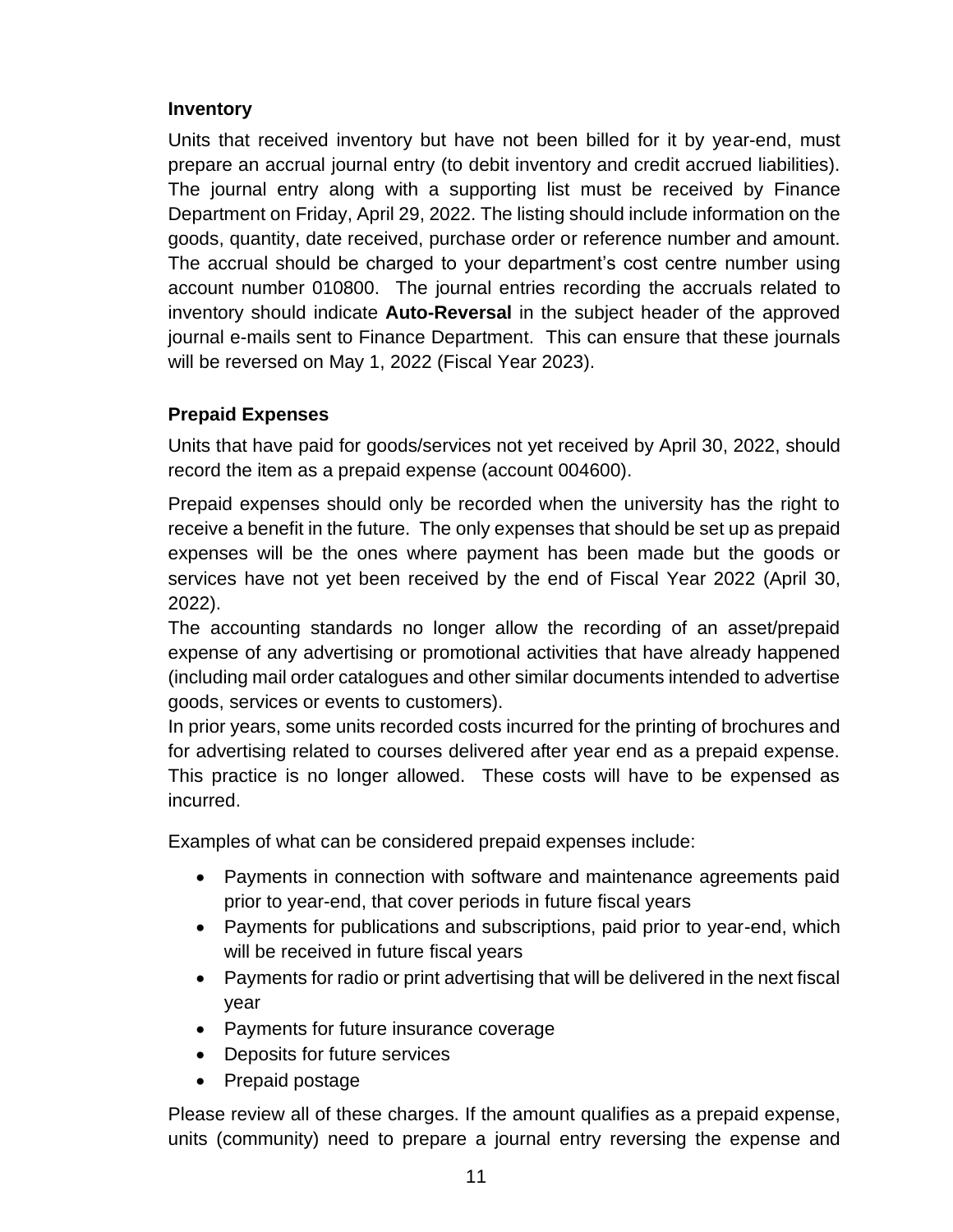### Inventory

Units that received inventory but have not been billed for it by year-end, must prepare an accrual journal entry (to debit inventory and credit accrued liabilities). The journal entry along with a supporting list must be received by Finance Department on Friday, April 29, 2022. The listing should include information on the goods, quantity, date received, purchase order or reference number and amount. The accrual should be charged to your department's cost centre number using account number 010800. The journal entries recording the accruals related to inventory should indicate **Auto-Reversal** in the subject header of the approved journal e-mails sent to Finance Department. This can ensure that these journals will be reversed on May 1, 2022 (Fiscal Year 2023).

### Prepaid Expenses

Units that have paid for goods/services not yet received by April 30, 2022, should record the item as a prepaid expense (account 004600).

Prepaid expenses should only be recorded when the university has the right to receive a benefit in the future. The only expenses that should be set up as prepaid expenses will be the ones where payment has been made but the goods or services have not yet been received by the end of Fiscal Year 2022 (April 30, 2022).

The accounting standards no longer allow the recording of an asset/prepaid expense of any advertising or promotional activities that have already happened (including mail order catalogues and other similar documents intended to advertise goods, services or events to customers).

In prior years, some units recorded costs incurred for the printing of brochures and for advertising related to courses delivered after year end as a prepaid expense. This practice is no longer allowed. These costs will have to be expensed as incurred.

Examples of what can be considered prepaid expenses include:

- Payments in connection with software and maintenance agreements paid prior to year-end, that cover periods in future fiscal years
- Payments for publications and subscriptions, paid prior to year-end, which will be received in future fiscal years
- Payments for radio or print advertising that will be delivered in the next fiscal year
- Payments for future insurance coverage
- Deposits for future services
- Prepaid postage

Please review all of these charges. If the amount qualifies as a prepaid expense, units (community) need to prepare a journal entry reversing the expense and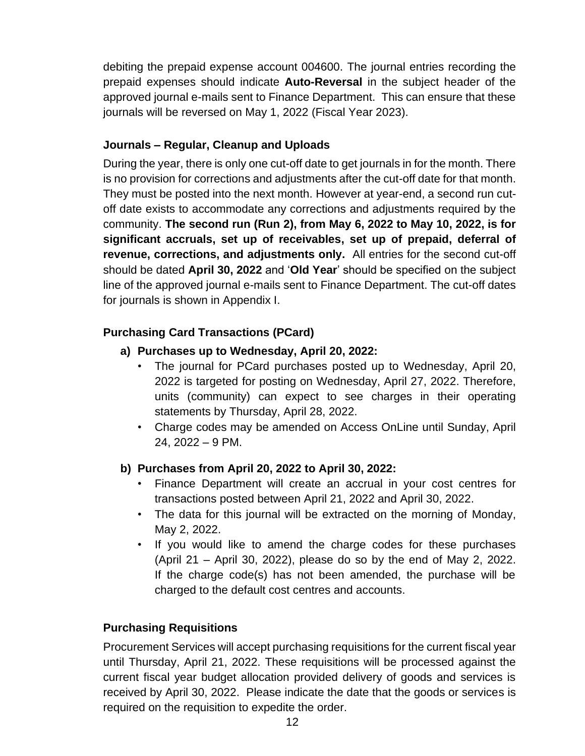debiting the prepaid expense account 004600. The journal entries recording the prepaid expenses should indicate **Auto-Reversal** in the subject header of the approved journal e-mails sent to Finance Department. This can ensure that these journals will be reversed on May 1, 2022 (Fiscal Year 2023).

### Journals – Regular, Cleanup and Uploads

During the year, there is only one cut-off date to get journals in for the month. There is no provision for corrections and adjustments after the cut-off date for that month. They must be posted into the next month. However at year-end, a second run cut-off date exists to accommodate any corrections and adjustments required by the community. **The second run (Run 2), from May 6, 2022 to May 10, 2022, is for significant accruals, set up of receivables, set up of prepaid, deferral of revenue, corrections, and adjustments only.** All entries for the second cut-off should be dated **April 30, 2022** and '**Old Year**' should be specified on the subject line of the approved journal e-mails sent to Finance Department. The cut-off dates for journals is shown in Appendix I.

### Purchasing Card Transactions (PCard)

**a) Purchases up to Wednesday, April 20, 2022:**

- The journal for PCard purchases posted up to Wednesday, April 20, 2022 is targeted for posting on Wednesday, April 27, 2022. Therefore, units (community) can expect to see charges in their operating statements by Thursday, April 28, 2022.
- Charge codes may be amended on Access OnLine until Sunday, April 24, 2022 – 9 PM.

**b) Purchases from April 20, 2022 to April 30, 2022:**

- Finance Department will create an accrual in your cost centres for transactions posted between April 21, 2022 and April 30, 2022.
- The data for this journal will be extracted on the morning of Monday, May 2, 2022.
- If you would like to amend the charge codes for these purchases (April 21 – April 30, 2022), please do so by the end of May 2, 2022. If the charge code(s) has not been amended, the purchase will be charged to the default cost centres and accounts.

### Purchasing Requisitions

Procurement Services will accept purchasing requisitions for the current fiscal year until Thursday, April 21, 2022. These requisitions will be processed against the current fiscal year budget allocation provided delivery of goods and services is received by April 30, 2022. Please indicate the date that the goods or services is required on the requisition to expedite the order.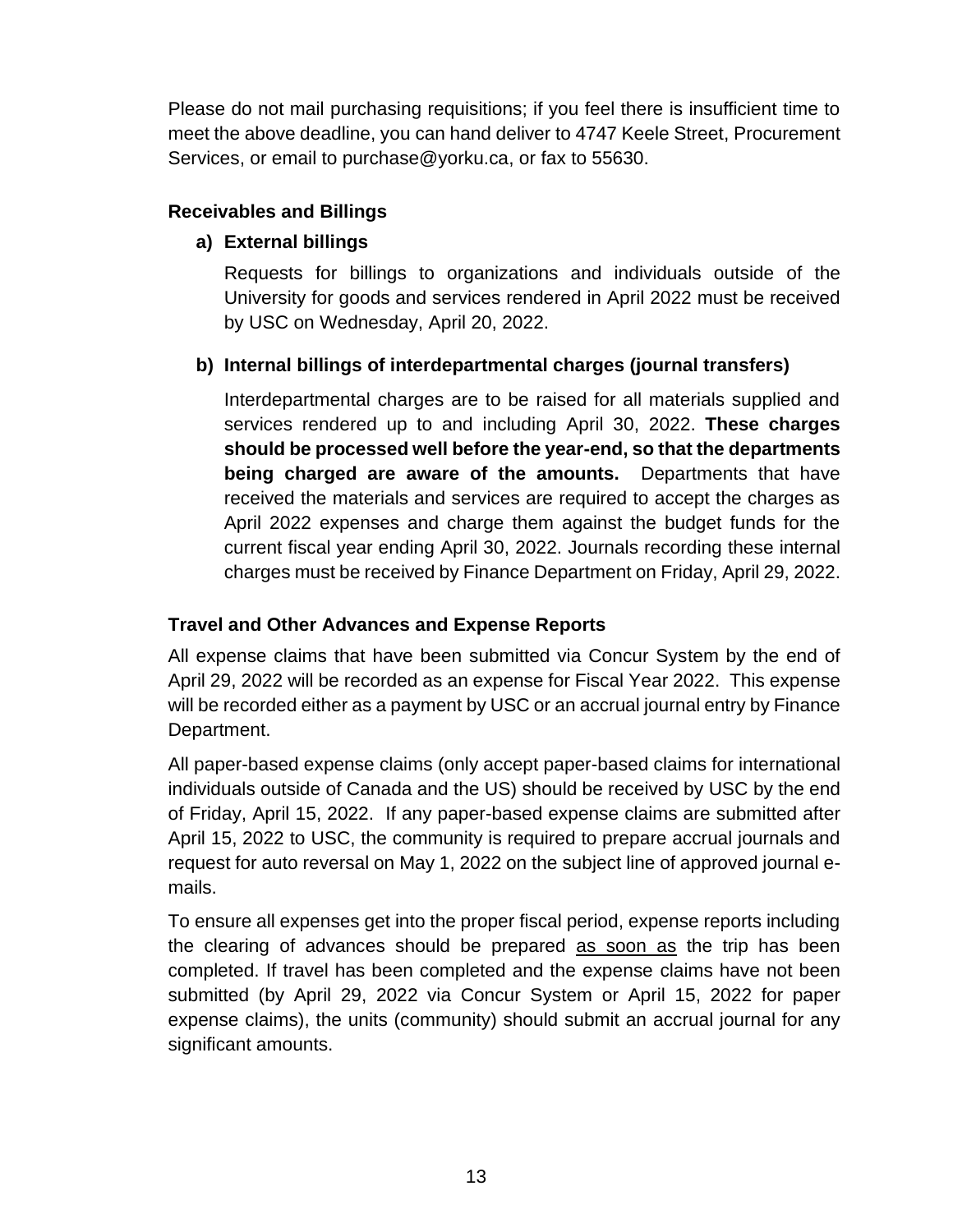Please do not mail purchasing requisitions; if you feel there is insufficient time to meet the above deadline, you can hand deliver to 4747 Keele Street, Procurement Services, or email to purchase@yorku.ca, or fax to 55630.

**Receivables and Billings**

**a) External billings**

Requests for billings to organizations and individuals outside of the University for goods and services rendered in April 2022 must be received by USC on Wednesday, April 20, 2022.

**b) Internal billings of interdepartmental charges (journal transfers)**

Interdepartmental charges are to be raised for all materials supplied and services rendered up to and including April 30, 2022. **These charges should be processed well before the year-end, so that the departments being charged are aware of the amounts.** Departments that have received the materials and services are required to accept the charges as April 2022 expenses and charge them against the budget funds for the current fiscal year ending April 30, 2022. Journals recording these internal charges must be received by Finance Department on Friday, April 29, 2022.

**Travel and Other Advances and Expense Reports**

All expense claims that have been submitted via Concur System by the end of April 29, 2022 will be recorded as an expense for Fiscal Year 2022. This expense will be recorded either as a payment by USC or an accrual journal entry by Finance Department.

All paper-based expense claims (only accept paper-based claims for international individuals outside of Canada and the US) should be received by USC by the end of Friday, April 15, 2022. If any paper-based expense claims are submitted after April 15, 2022 to USC, the community is required to prepare accrual journals and request for auto reversal on May 1, 2022 on the subject line of approved journal e-mails.

To ensure all expenses get into the proper fiscal period, expense reports including the clearing of advances should be prepared <u>as soon as</u> the trip has been completed. If travel has been completed and the expense claims have not been submitted (by April 29, 2022 via Concur System or April 15, 2022 for paper expense claims), the units (community) should submit an accrual journal for any significant amounts.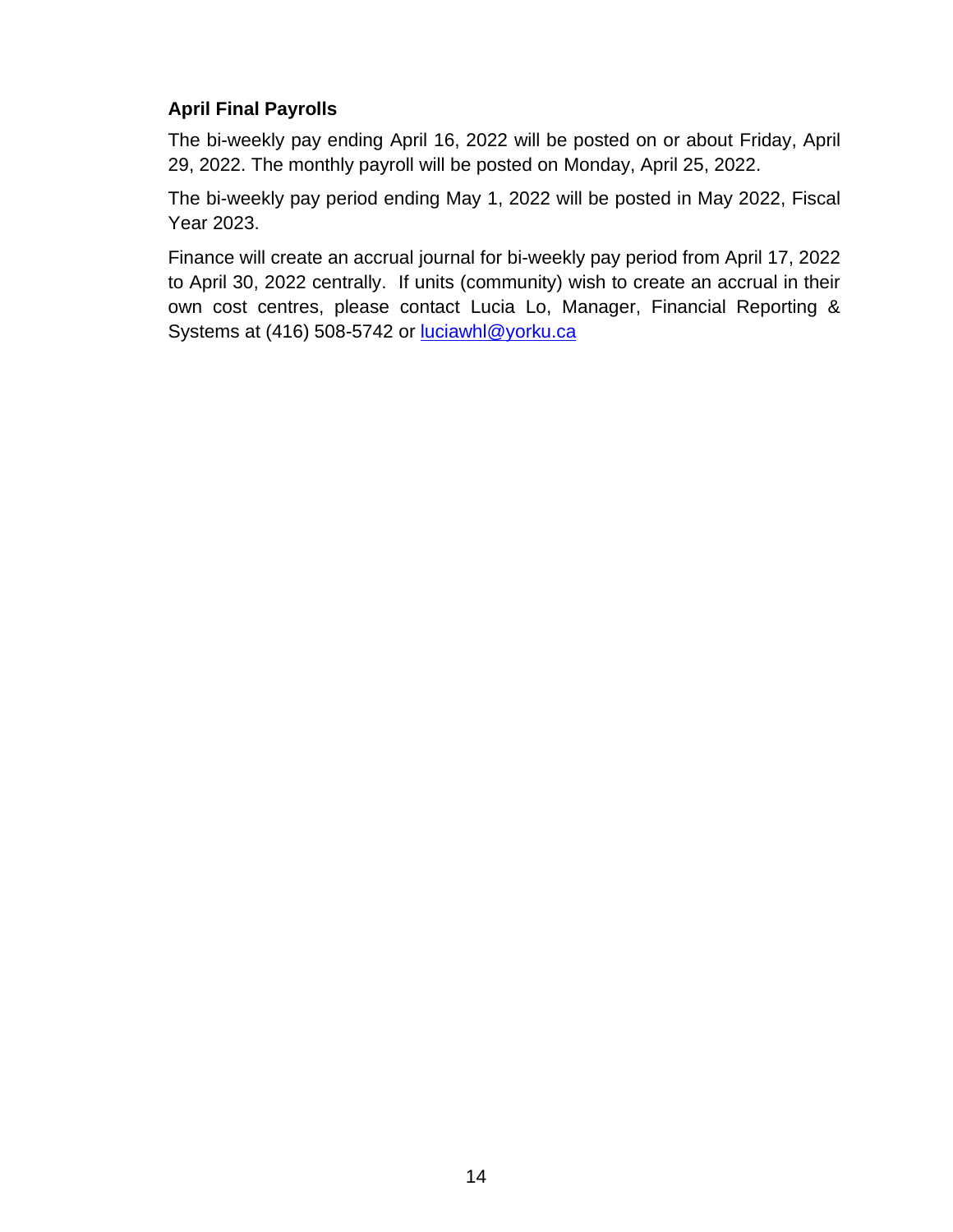### April Final Payrolls

The bi-weekly pay ending April 16, 2022 will be posted on or about Friday, April 29, 2022. The monthly payroll will be posted on Monday, April 25, 2022.

The bi-weekly pay period ending May 1, 2022 will be posted in May 2022, Fiscal Year 2023.

Finance will create an accrual journal for bi-weekly pay period from April 17, 2022 to April 30, 2022 centrally. If units (community) wish to create an accrual in their own cost centres, please contact Lucia Lo, Manager, Financial Reporting & Systems at (416) 508-5742 or [luciawhl@yorku.ca](mailto:luciawhl@yorku.ca)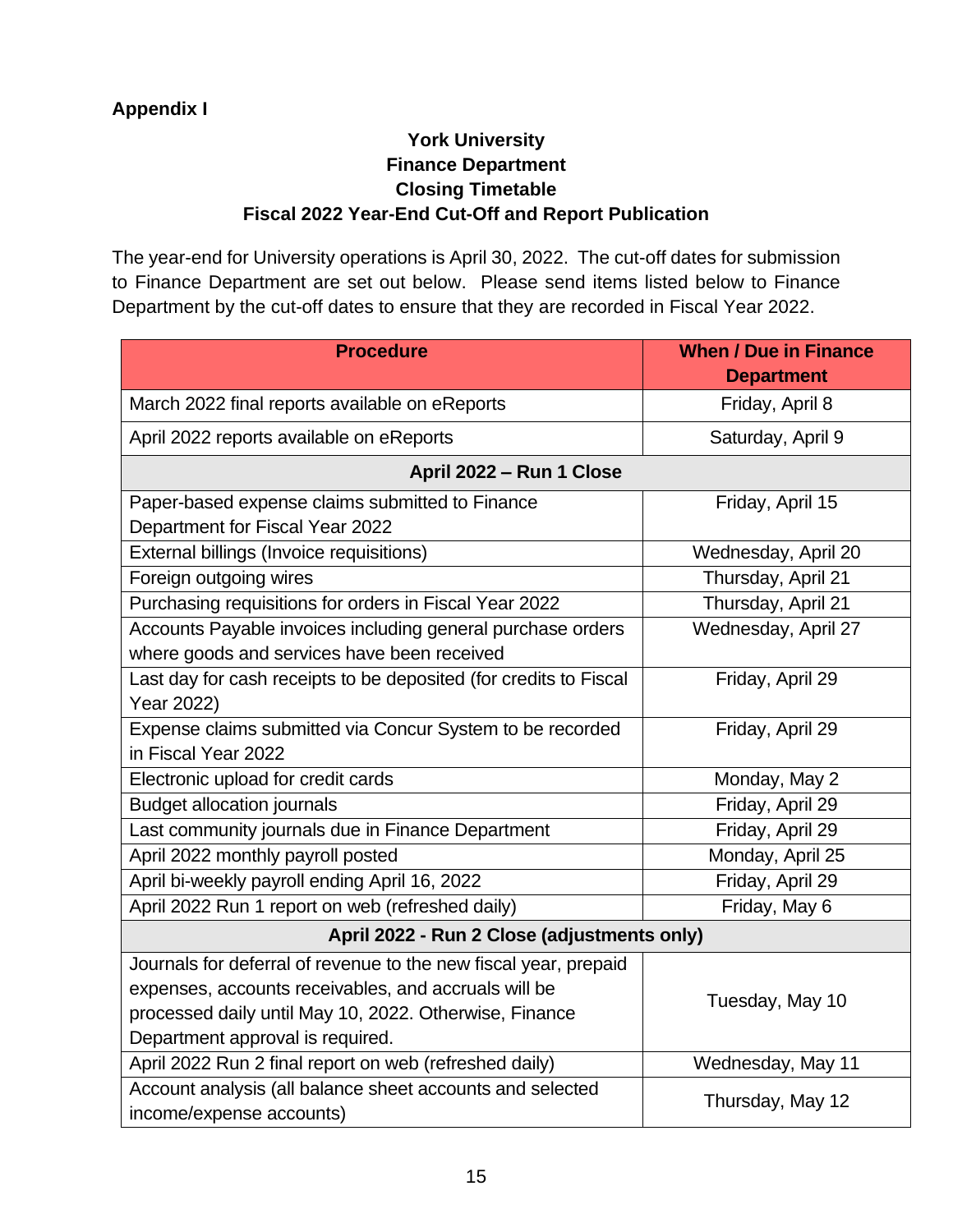**Appendix I**

**York University**
**Finance Department**
**Closing Timetable**
**Fiscal 2022 Year-End Cut-Off and Report Publication**

The year-end for University operations is April 30, 2022. The cut-off dates for submission to Finance Department are set out below. Please send items listed below to Finance Department by the cut-off dates to ensure that they are recorded in Fiscal Year 2022.

| Procedure | When / Due in Finance Department |
|---|---|
| March 2022 final reports available on eReports | Friday, April 8 |
| April 2022 reports available on eReports | Saturday, April 9 |
| **April 2022 – Run 1 Close** | |
| Paper-based expense claims submitted to Finance Department for Fiscal Year 2022 | Friday, April 15 |
| External billings (Invoice requisitions) | Wednesday, April 20 |
| Foreign outgoing wires | Thursday, April 21 |
| Purchasing requisitions for orders in Fiscal Year 2022 | Thursday, April 21 |
| Accounts Payable invoices including general purchase orders where goods and services have been received | Wednesday, April 27 |
| Last day for cash receipts to be deposited (for credits to Fiscal Year 2022) | Friday, April 29 |
| Expense claims submitted via Concur System to be recorded in Fiscal Year 2022 | Friday, April 29 |
| Electronic upload for credit cards | Monday, May 2 |
| Budget allocation journals | Friday, April 29 |
| Last community journals due in Finance Department | Friday, April 29 |
| April 2022 monthly payroll posted | Monday, April 25 |
| April bi-weekly payroll ending April 16, 2022 | Friday, April 29 |
| April 2022 Run 1 report on web (refreshed daily) | Friday, May 6 |
| **April 2022 - Run 2 Close (adjustments only)** | |
| Journals for deferral of revenue to the new fiscal year, prepaid expenses, accounts receivables, and accruals will be processed daily until May 10, 2022. Otherwise, Finance Department approval is required. | Tuesday, May 10 |
| April 2022 Run 2 final report on web (refreshed daily) | Wednesday, May 11 |
| Account analysis (all balance sheet accounts and selected income/expense accounts) | Thursday, May 12 |